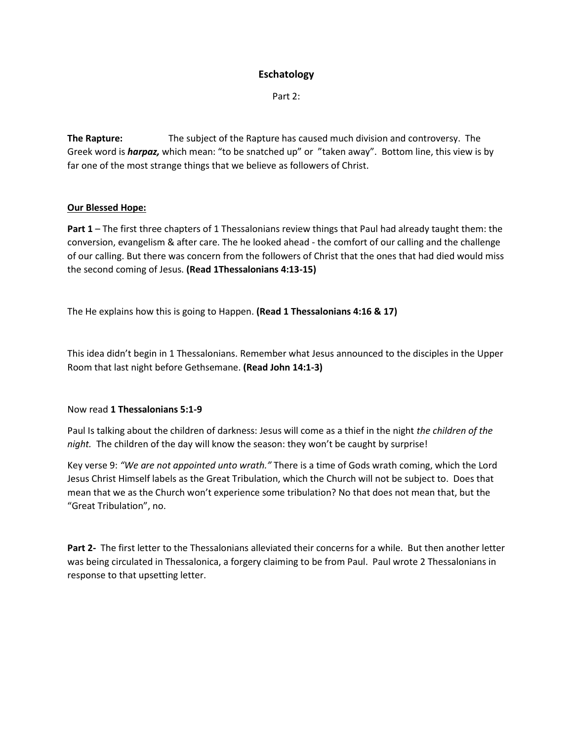# Eschatology

Part 2:

**The Rapture:** The subject of the Rapture has caused much division and controversy. The Greek word is ***harpaz,*** which mean: "to be snatched up" or "taken away". Bottom line, this view is by far one of the most strange things that we believe as followers of Christ.

## Our Blessed Hope:

**Part 1** – The first three chapters of 1 Thessalonians review things that Paul had already taught them: the conversion, evangelism & after care. The he looked ahead - the comfort of our calling and the challenge of our calling. But there was concern from the followers of Christ that the ones that had died would miss the second coming of Jesus. **(Read 1Thessalonians 4:13-15)**

The He explains how this is going to Happen. **(Read 1 Thessalonians 4:16 & 17)**

This idea didn't begin in 1 Thessalonians. Remember what Jesus announced to the disciples in the Upper Room that last night before Gethsemane. **(Read John 14:1-3)**

Now read **1 Thessalonians 5:1-9**

Paul Is talking about the children of darkness: Jesus will come as a thief in the night *the children of the night.* The children of the day will know the season: they won't be caught by surprise!

Key verse 9: *"We are not appointed unto wrath."* There is a time of Gods wrath coming, which the Lord Jesus Christ Himself labels as the Great Tribulation, which the Church will not be subject to. Does that mean that we as the Church won't experience some tribulation? No that does not mean that, but the "Great Tribulation", no.

**Part 2-** The first letter to the Thessalonians alleviated their concerns for a while. But then another letter was being circulated in Thessalonica, a forgery claiming to be from Paul. Paul wrote 2 Thessalonians in response to that upsetting letter.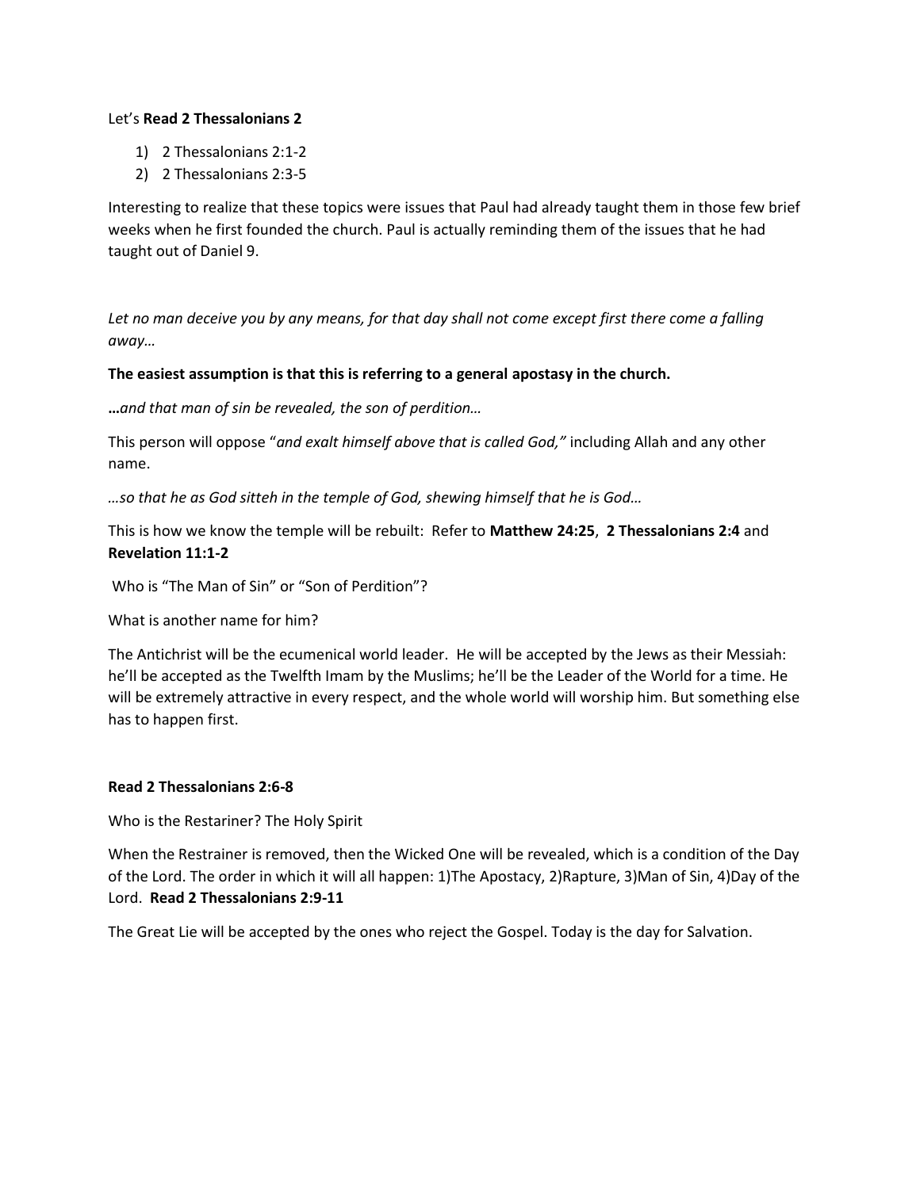Let's **Read 2 Thessalonians 2**

1) 2 Thessalonians 2:1-2
2) 2 Thessalonians 2:3-5

Interesting to realize that these topics were issues that Paul had already taught them in those few brief weeks when he first founded the church. Paul is actually reminding them of the issues that he had taught out of Daniel 9.

*Let no man deceive you by any means, for that day shall not come except first there come a falling away…*

**The easiest assumption is that this is referring to a general apostasy in the church.**

**…***and that man of sin be revealed, the son of perdition…*

This person will oppose "*and exalt himself above that is called God,"* including Allah and any other name.

*…so that he as God sitteh in the temple of God, shewing himself that he is God…*

This is how we know the temple will be rebuilt: Refer to **Matthew 24:25**, **2 Thessalonians 2:4** and **Revelation 11:1-2**

Who is "The Man of Sin" or "Son of Perdition"?

What is another name for him?

The Antichrist will be the ecumenical world leader. He will be accepted by the Jews as their Messiah: he'll be accepted as the Twelfth Imam by the Muslims; he'll be the Leader of the World for a time. He will be extremely attractive in every respect, and the whole world will worship him. But something else has to happen first.

**Read 2 Thessalonians 2:6-8**

Who is the Restrainer? The Holy Spirit

When the Restrainer is removed, then the Wicked One will be revealed, which is a condition of the Day of the Lord. The order in which it will all happen: 1)The Apostacy, 2)Rapture, 3)Man of Sin, 4)Day of the Lord. **Read 2 Thessalonians 2:9-11**

The Great Lie will be accepted by the ones who reject the Gospel. Today is the day for Salvation.